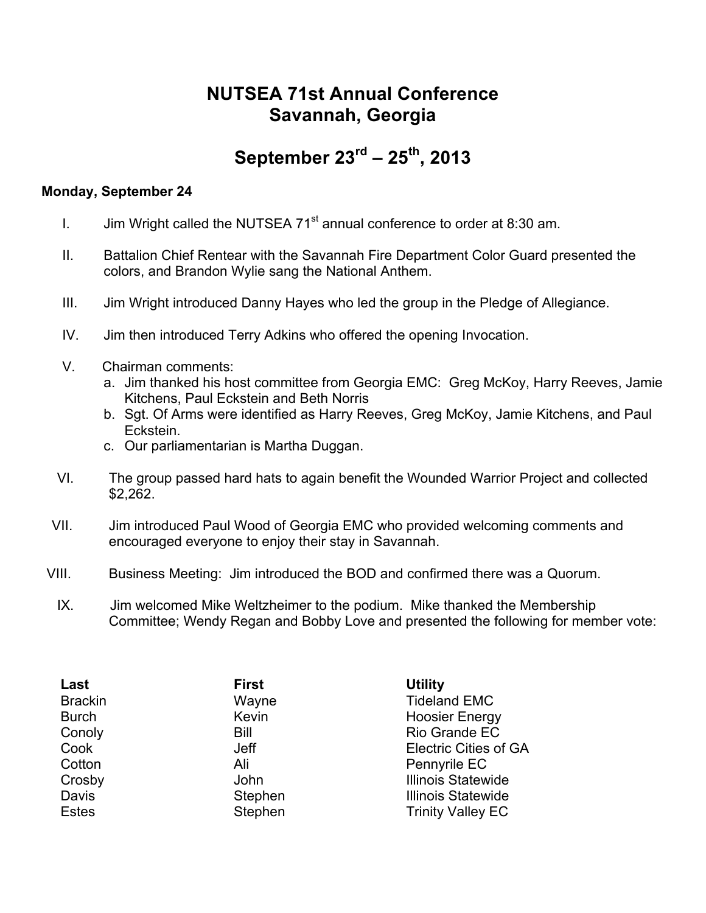# NUTSEA 71st Annual Conference
# Savannah, Georgia

# September 23rd – 25th, 2013

**Monday, September 24**

I. Jim Wright called the NUTSEA 71st annual conference to order at 8:30 am.

II. Battalion Chief Rentear with the Savannah Fire Department Color Guard presented the colors, and Brandon Wylie sang the National Anthem.

III. Jim Wright introduced Danny Hayes who led the group in the Pledge of Allegiance.

IV. Jim then introduced Terry Adkins who offered the opening Invocation.

V. Chairman comments:
   a. Jim thanked his host committee from Georgia EMC: Greg McKoy, Harry Reeves, Jamie Kitchens, Paul Eckstein and Beth Norris
   b. Sgt. Of Arms were identified as Harry Reeves, Greg McKoy, Jamie Kitchens, and Paul Eckstein.
   c. Our parliamentarian is Martha Duggan.

VI. The group passed hard hats to again benefit the Wounded Warrior Project and collected $2,262.

VII. Jim introduced Paul Wood of Georgia EMC who provided welcoming comments and encouraged everyone to enjoy their stay in Savannah.

VIII. Business Meeting: Jim introduced the BOD and confirmed there was a Quorum.

IX. Jim welcomed Mike Weltzheimer to the podium. Mike thanked the Membership Committee; Wendy Regan and Bobby Love and presented the following for member vote:

| Last | First | Utility |
|---|---|---|
| Brackin | Wayne | Tideland EMC |
| Burch | Kevin | Hoosier Energy |
| Conoly | Bill | Rio Grande EC |
| Cook | Jeff | Electric Cities of GA |
| Cotton | Ali | Pennyrile EC |
| Crosby | John | Illinois Statewide |
| Davis | Stephen | Illinois Statewide |
| Estes | Stephen | Trinity Valley EC |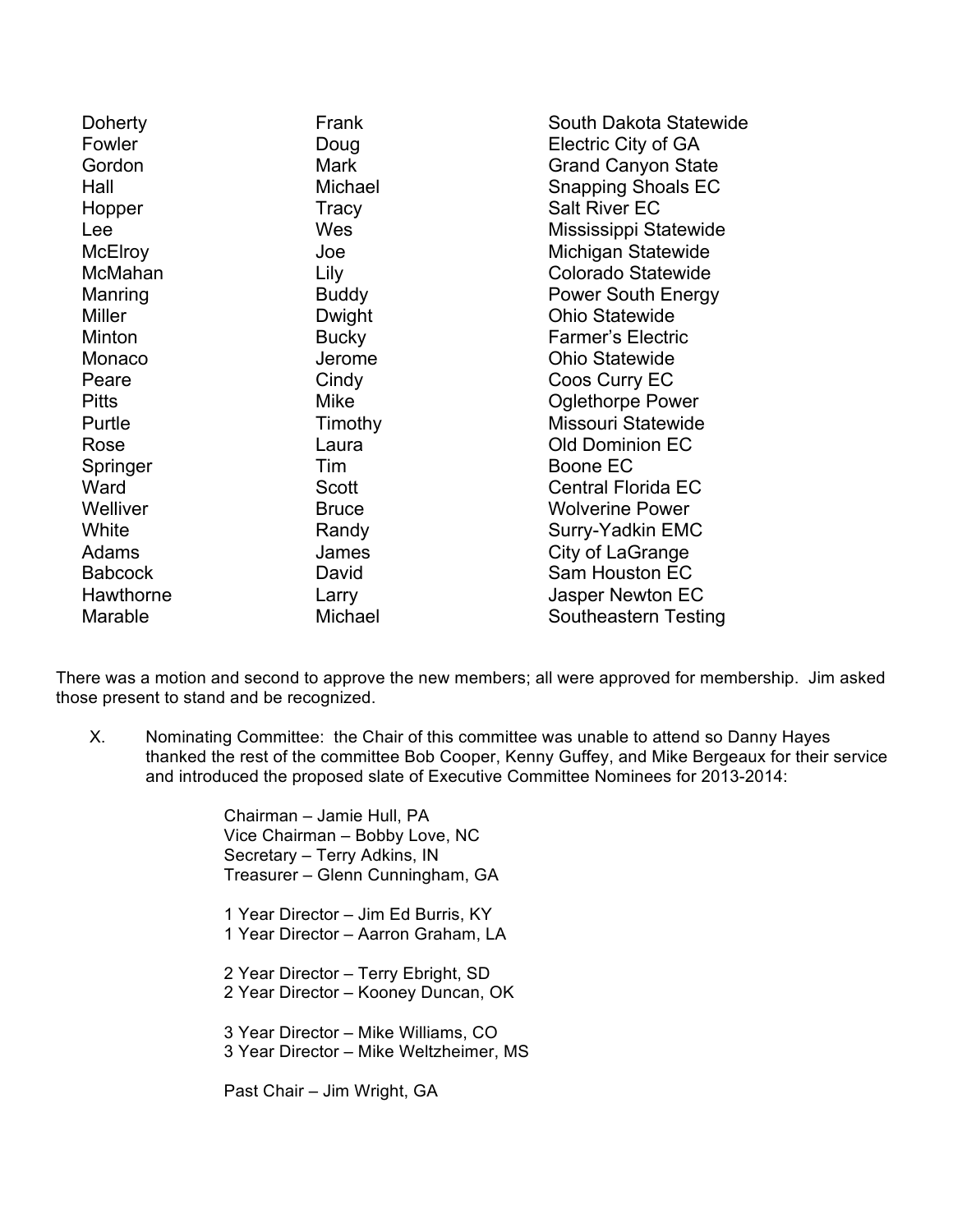| | | |
|---|---|---|
| Doherty | Frank | South Dakota Statewide |
| Fowler | Doug | Electric City of GA |
| Gordon | Mark | Grand Canyon State |
| Hall | Michael | Snapping Shoals EC |
| Hopper | Tracy | Salt River EC |
| Lee | Wes | Mississippi Statewide |
| McElroy | Joe | Michigan Statewide |
| McMahan | Lily | Colorado Statewide |
| Manring | Buddy | Power South Energy |
| Miller | Dwight | Ohio Statewide |
| Minton | Bucky | Farmer's Electric |
| Monaco | Jerome | Ohio Statewide |
| Peare | Cindy | Coos Curry EC |
| Pitts | Mike | Oglethorpe Power |
| Purtle | Timothy | Missouri Statewide |
| Rose | Laura | Old Dominion EC |
| Springer | Tim | Boone EC |
| Ward | Scott | Central Florida EC |
| Welliver | Bruce | Wolverine Power |
| White | Randy | Surry-Yadkin EMC |
| Adams | James | City of LaGrange |
| Babcock | David | Sam Houston EC |
| Hawthorne | Larry | Jasper Newton EC |
| Marable | Michael | Southeastern Testing |

There was a motion and second to approve the new members; all were approved for membership. Jim asked those present to stand and be recognized.

X. Nominating Committee: the Chair of this committee was unable to attend so Danny Hayes thanked the rest of the committee Bob Cooper, Kenny Guffey, and Mike Bergeaux for their service and introduced the proposed slate of Executive Committee Nominees for 2013-2014:

Chairman – Jamie Hull, PA
Vice Chairman – Bobby Love, NC
Secretary – Terry Adkins, IN
Treasurer – Glenn Cunningham, GA

1 Year Director – Jim Ed Burris, KY
1 Year Director – Aarron Graham, LA

2 Year Director – Terry Ebright, SD
2 Year Director – Kooney Duncan, OK

3 Year Director – Mike Williams, CO
3 Year Director – Mike Weltzheimer, MS

Past Chair – Jim Wright, GA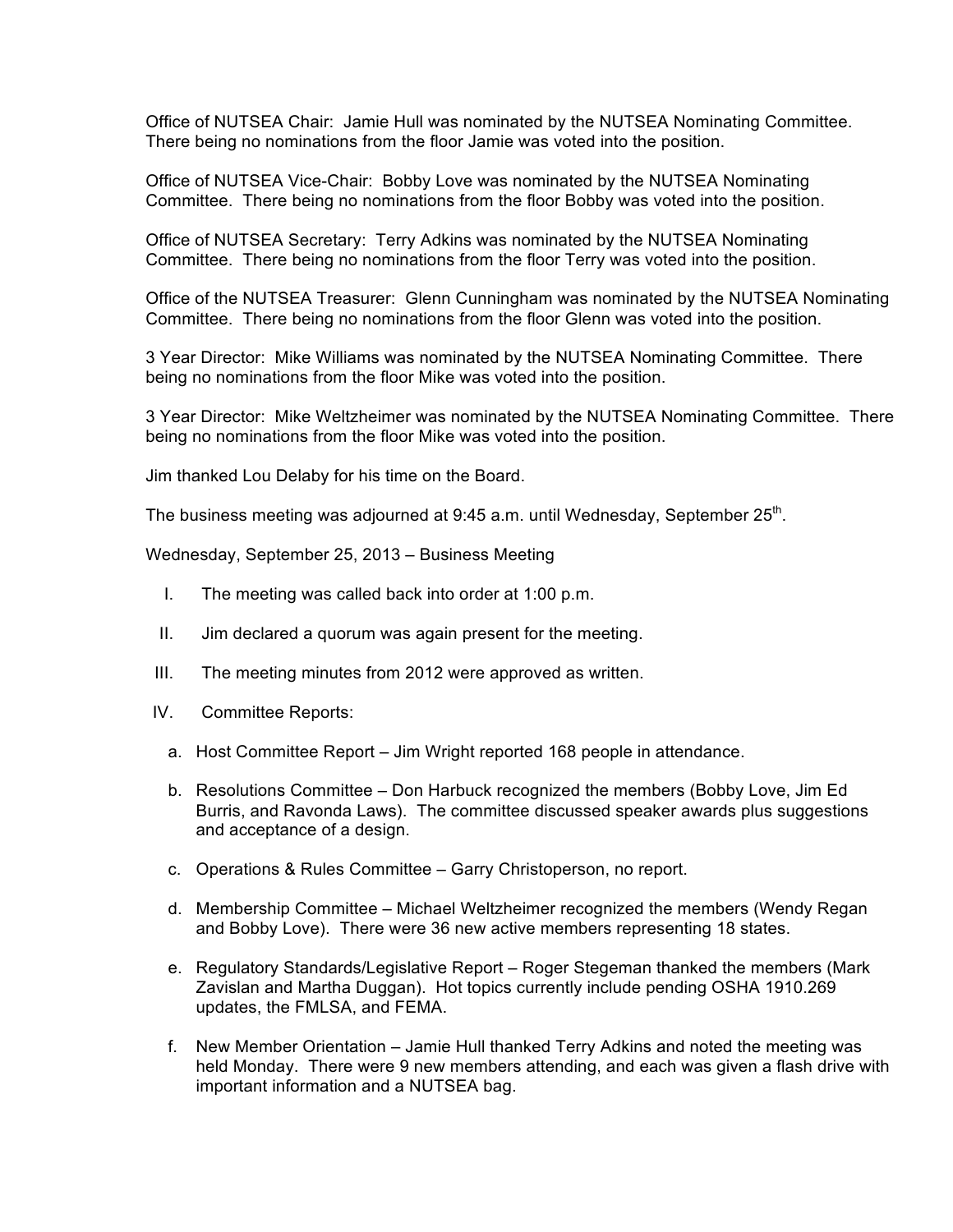Office of NUTSEA Chair: Jamie Hull was nominated by the NUTSEA Nominating Committee. There being no nominations from the floor Jamie was voted into the position.

Office of NUTSEA Vice-Chair: Bobby Love was nominated by the NUTSEA Nominating Committee. There being no nominations from the floor Bobby was voted into the position.

Office of NUTSEA Secretary: Terry Adkins was nominated by the NUTSEA Nominating Committee. There being no nominations from the floor Terry was voted into the position.

Office of the NUTSEA Treasurer: Glenn Cunningham was nominated by the NUTSEA Nominating Committee. There being no nominations from the floor Glenn was voted into the position.

3 Year Director: Mike Williams was nominated by the NUTSEA Nominating Committee. There being no nominations from the floor Mike was voted into the position.

3 Year Director: Mike Weltzheimer was nominated by the NUTSEA Nominating Committee. There being no nominations from the floor Mike was voted into the position.

Jim thanked Lou Delaby for his time on the Board.

The business meeting was adjourned at 9:45 a.m. until Wednesday, September 25th.

Wednesday, September 25, 2013 – Business Meeting

I. The meeting was called back into order at 1:00 p.m.

II. Jim declared a quorum was again present for the meeting.

III. The meeting minutes from 2012 were approved as written.

IV. Committee Reports:

   a. Host Committee Report – Jim Wright reported 168 people in attendance.

   b. Resolutions Committee – Don Harbuck recognized the members (Bobby Love, Jim Ed Burris, and Ravonda Laws). The committee discussed speaker awards plus suggestions and acceptance of a design.

   c. Operations & Rules Committee – Garry Christoperson, no report.

   d. Membership Committee – Michael Weltzheimer recognized the members (Wendy Regan and Bobby Love). There were 36 new active members representing 18 states.

   e. Regulatory Standards/Legislative Report – Roger Stegeman thanked the members (Mark Zavislan and Martha Duggan). Hot topics currently include pending OSHA 1910.269 updates, the FMLSA, and FEMA.

   f. New Member Orientation – Jamie Hull thanked Terry Adkins and noted the meeting was held Monday. There were 9 new members attending, and each was given a flash drive with important information and a NUTSEA bag.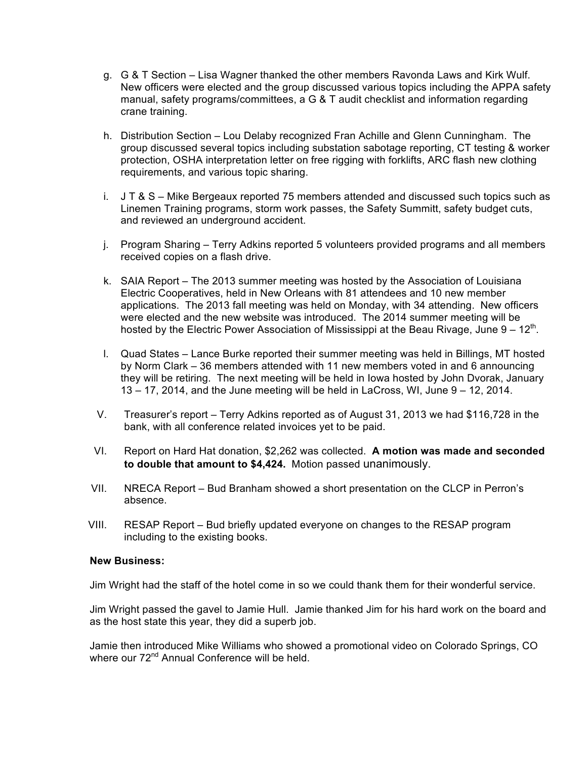g. G & T Section – Lisa Wagner thanked the other members Ravonda Laws and Kirk Wulf. New officers were elected and the group discussed various topics including the APPA safety manual, safety programs/committees, a G & T audit checklist and information regarding crane training.

h. Distribution Section – Lou Delaby recognized Fran Achille and Glenn Cunningham. The group discussed several topics including substation sabotage reporting, CT testing & worker protection, OSHA interpretation letter on free rigging with forklifts, ARC flash new clothing requirements, and various topic sharing.

i. J T & S – Mike Bergeaux reported 75 members attended and discussed such topics such as Linemen Training programs, storm work passes, the Safety Summitt, safety budget cuts, and reviewed an underground accident.

j. Program Sharing – Terry Adkins reported 5 volunteers provided programs and all members received copies on a flash drive.

k. SAIA Report – The 2013 summer meeting was hosted by the Association of Louisiana Electric Cooperatives, held in New Orleans with 81 attendees and 10 new member applications. The 2013 fall meeting was held on Monday, with 34 attending. New officers were elected and the new website was introduced. The 2014 summer meeting will be hosted by the Electric Power Association of Mississippi at the Beau Rivage, June 9 – 12th.

l. Quad States – Lance Burke reported their summer meeting was held in Billings, MT hosted by Norm Clark – 36 members attended with 11 new members voted in and 6 announcing they will be retiring. The next meeting will be held in Iowa hosted by John Dvorak, January 13 – 17, 2014, and the June meeting will be held in LaCross, WI, June 9 – 12, 2014.

V. Treasurer's report – Terry Adkins reported as of August 31, 2013 we had $116,728 in the bank, with all conference related invoices yet to be paid.

VI. Report on Hard Hat donation, $2,262 was collected. **A motion was made and seconded to double that amount to $4,424.** Motion passed unanimously.

VII. NRECA Report – Bud Branham showed a short presentation on the CLCP in Perron's absence.

VIII. RESAP Report – Bud briefly updated everyone on changes to the RESAP program including to the existing books.

**New Business:**

Jim Wright had the staff of the hotel come in so we could thank them for their wonderful service.

Jim Wright passed the gavel to Jamie Hull. Jamie thanked Jim for his hard work on the board and as the host state this year, they did a superb job.

Jamie then introduced Mike Williams who showed a promotional video on Colorado Springs, CO where our 72nd Annual Conference will be held.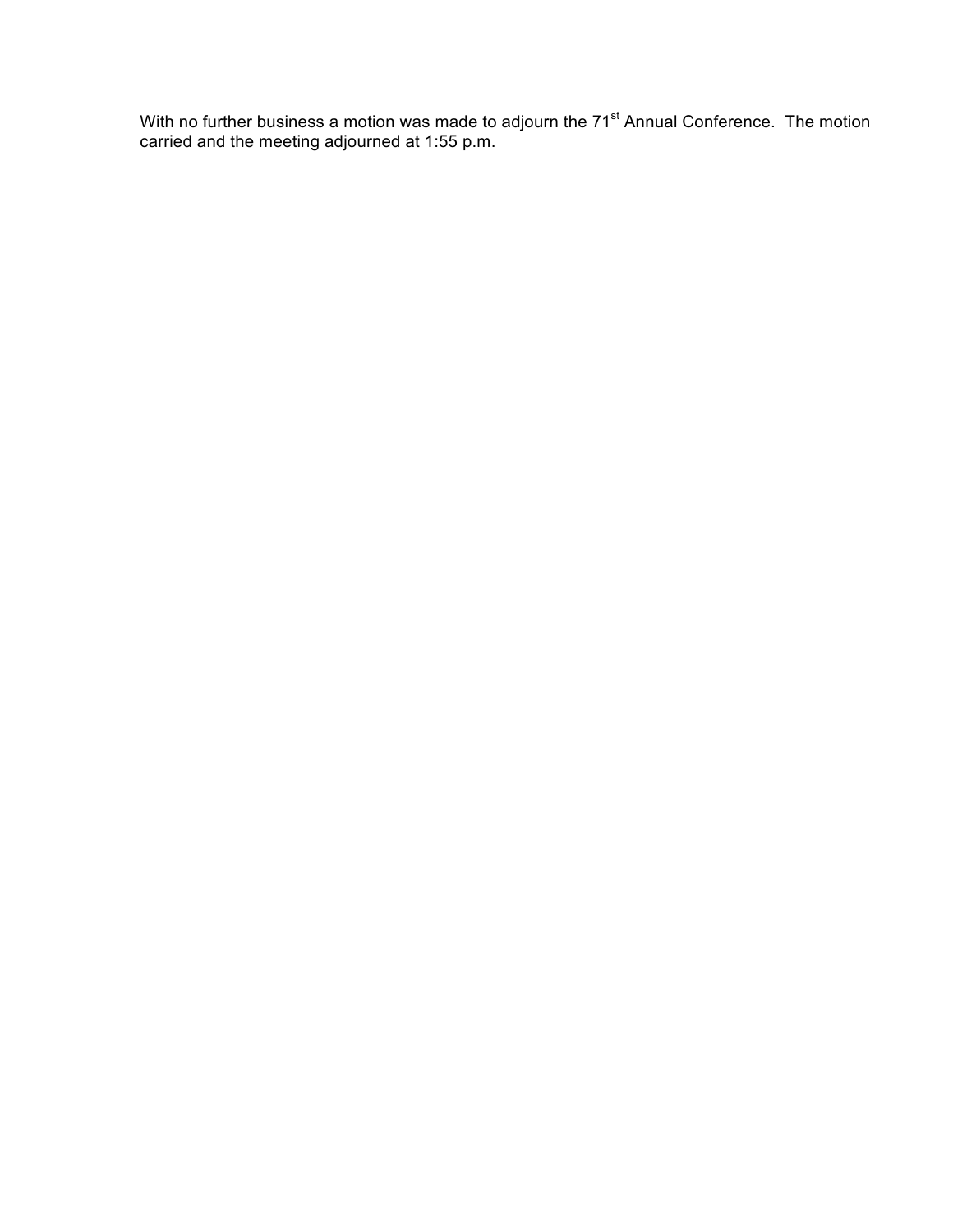With no further business a motion was made to adjourn the 71st Annual Conference. The motion carried and the meeting adjourned at 1:55 p.m.